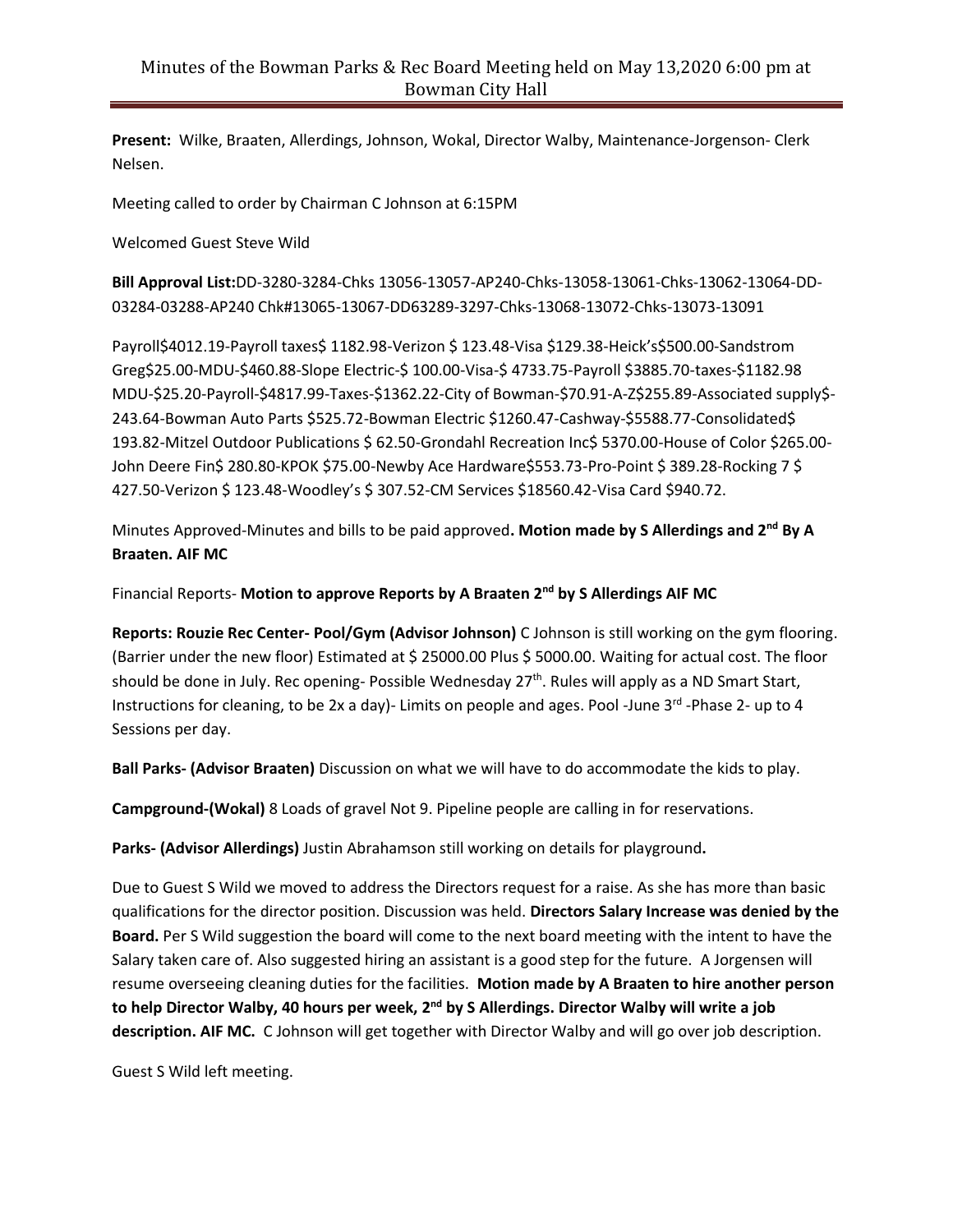# Minutes of the Bowman Parks & Rec Board Meeting held on May 13,2020 6:00 pm at Bowman City Hall

**Present:** Wilke, Braaten, Allerdings, Johnson, Wokal, Director Walby, Maintenance-Jorgenson- Clerk Nelsen.

Meeting called to order by Chairman C Johnson at 6:15PM

Welcomed Guest Steve Wild

**Bill Approval List:**DD-3280-3284-Chks 13056-13057-AP240-Chks-13058-13061-Chks-13062-13064-DD-03284-03288-AP240 Chk#13065-13067-DD63289-3297-Chks-13068-13072-Chks-13073-13091

Payroll$4012.19-Payroll taxes$ 1182.98-Verizon $ 123.48-Visa $129.38-Heick's$500.00-Sandstrom Greg$25.00-MDU-$460.88-Slope Electric-$ 100.00-Visa-$ 4733.75-Payroll $3885.70-taxes-$1182.98 MDU-$25.20-Payroll-$4817.99-Taxes-$1362.22-City of Bowman-$70.91-A-Z$255.89-Associated supply$-243.64-Bowman Auto Parts $525.72-Bowman Electric $1260.47-Cashway-$5588.77-Consolidated$ 193.82-Mitzel Outdoor Publications $ 62.50-Grondahl Recreation Inc$ 5370.00-House of Color $265.00-John Deere Fin$ 280.80-KPOK $75.00-Newby Ace Hardware$553.73-Pro-Point $ 389.28-Rocking 7 $ 427.50-Verizon $ 123.48-Woodley's $ 307.52-CM Services $18560.42-Visa Card $940.72.

Minutes Approved-Minutes and bills to be paid approved**. Motion made by S Allerdings and 2nd By A Braaten. AIF MC**

Financial Reports- **Motion to approve Reports by A Braaten 2nd by S Allerdings AIF MC**

**Reports: Rouzie Rec Center- Pool/Gym (Advisor Johnson)** C Johnson is still working on the gym flooring. (Barrier under the new floor) Estimated at $ 25000.00 Plus $ 5000.00. Waiting for actual cost. The floor should be done in July. Rec opening- Possible Wednesday 27th. Rules will apply as a ND Smart Start, Instructions for cleaning, to be 2x a day)- Limits on people and ages. Pool -June 3rd -Phase 2- up to 4 Sessions per day.

**Ball Parks- (Advisor Braaten)** Discussion on what we will have to do accommodate the kids to play.

**Campground-(Wokal)** 8 Loads of gravel Not 9. Pipeline people are calling in for reservations.

**Parks- (Advisor Allerdings)** Justin Abrahamson still working on details for playground**.**

Due to Guest S Wild we moved to address the Directors request for a raise. As she has more than basic qualifications for the director position. Discussion was held. **Directors Salary Increase was denied by the Board.** Per S Wild suggestion the board will come to the next board meeting with the intent to have the Salary taken care of. Also suggested hiring an assistant is a good step for the future. A Jorgensen will resume overseeing cleaning duties for the facilities. **Motion made by A Braaten to hire another person to help Director Walby, 40 hours per week, 2nd by S Allerdings. Director Walby will write a job description. AIF MC.** C Johnson will get together with Director Walby and will go over job description.

Guest S Wild left meeting.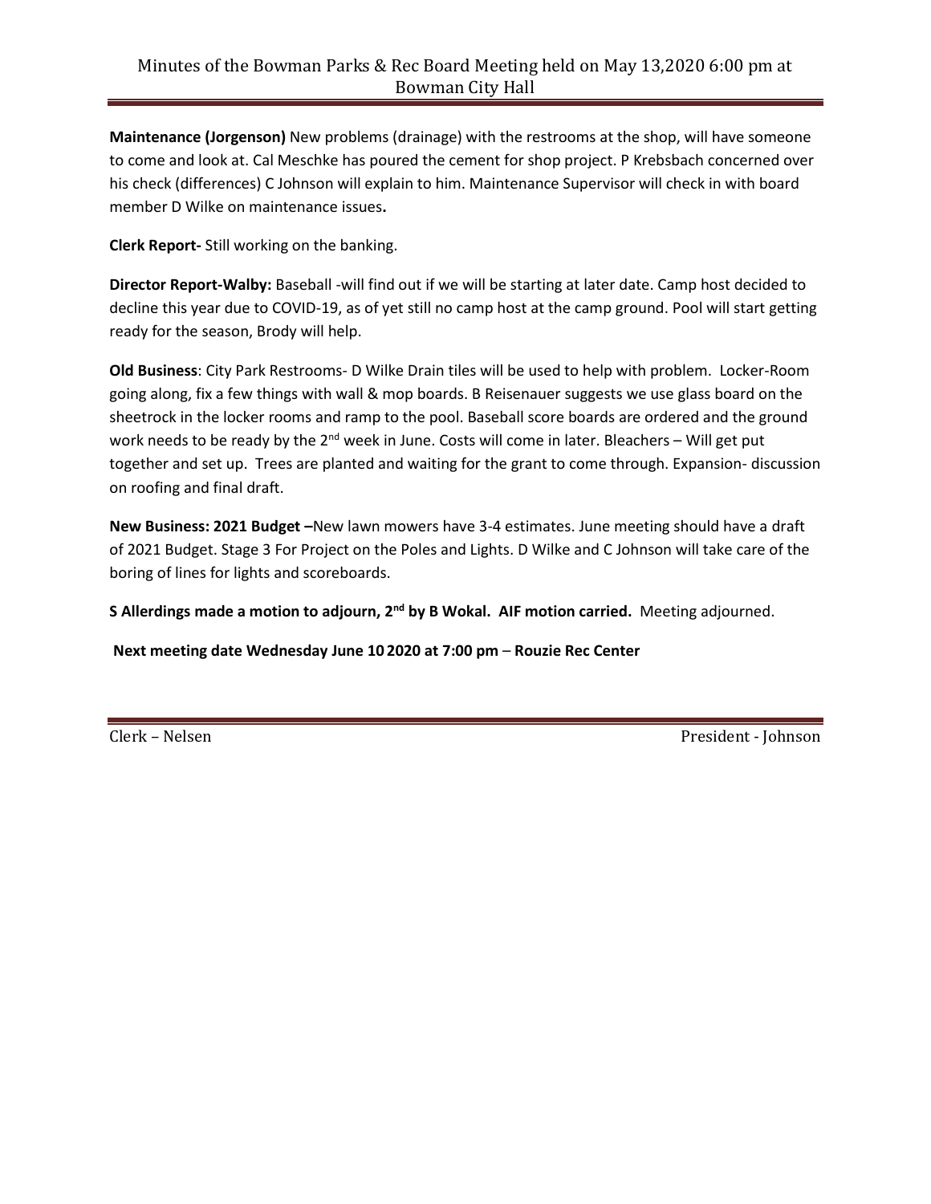**Maintenance (Jorgenson)** New problems (drainage) with the restrooms at the shop, will have someone to come and look at. Cal Meschke has poured the cement for shop project. P Krebsbach concerned over his check (differences) C Johnson will explain to him. Maintenance Supervisor will check in with board member D Wilke on maintenance issues**.**

**Clerk Report-** Still working on the banking.

**Director Report-Walby:** Baseball -will find out if we will be starting at later date. Camp host decided to decline this year due to COVID-19, as of yet still no camp host at the camp ground. Pool will start getting ready for the season, Brody will help.

**Old Business**: City Park Restrooms- D Wilke Drain tiles will be used to help with problem. Locker-Room going along, fix a few things with wall & mop boards. B Reisenauer suggests we use glass board on the sheetrock in the locker rooms and ramp to the pool. Baseball score boards are ordered and the ground work needs to be ready by the 2nd week in June. Costs will come in later. Bleachers – Will get put together and set up. Trees are planted and waiting for the grant to come through. Expansion- discussion on roofing and final draft.

**New Business: 2021 Budget –**New lawn mowers have 3-4 estimates. June meeting should have a draft of 2021 Budget. Stage 3 For Project on the Poles and Lights. D Wilke and C Johnson will take care of the boring of lines for lights and scoreboards.

**S Allerdings made a motion to adjourn, 2nd by B Wokal. AIF motion carried.** Meeting adjourned.

**Next meeting date Wednesday June 10 2020 at 7:00 pm** – **Rouzie Rec Center**

Clerk – Nelsen

President - Johnson